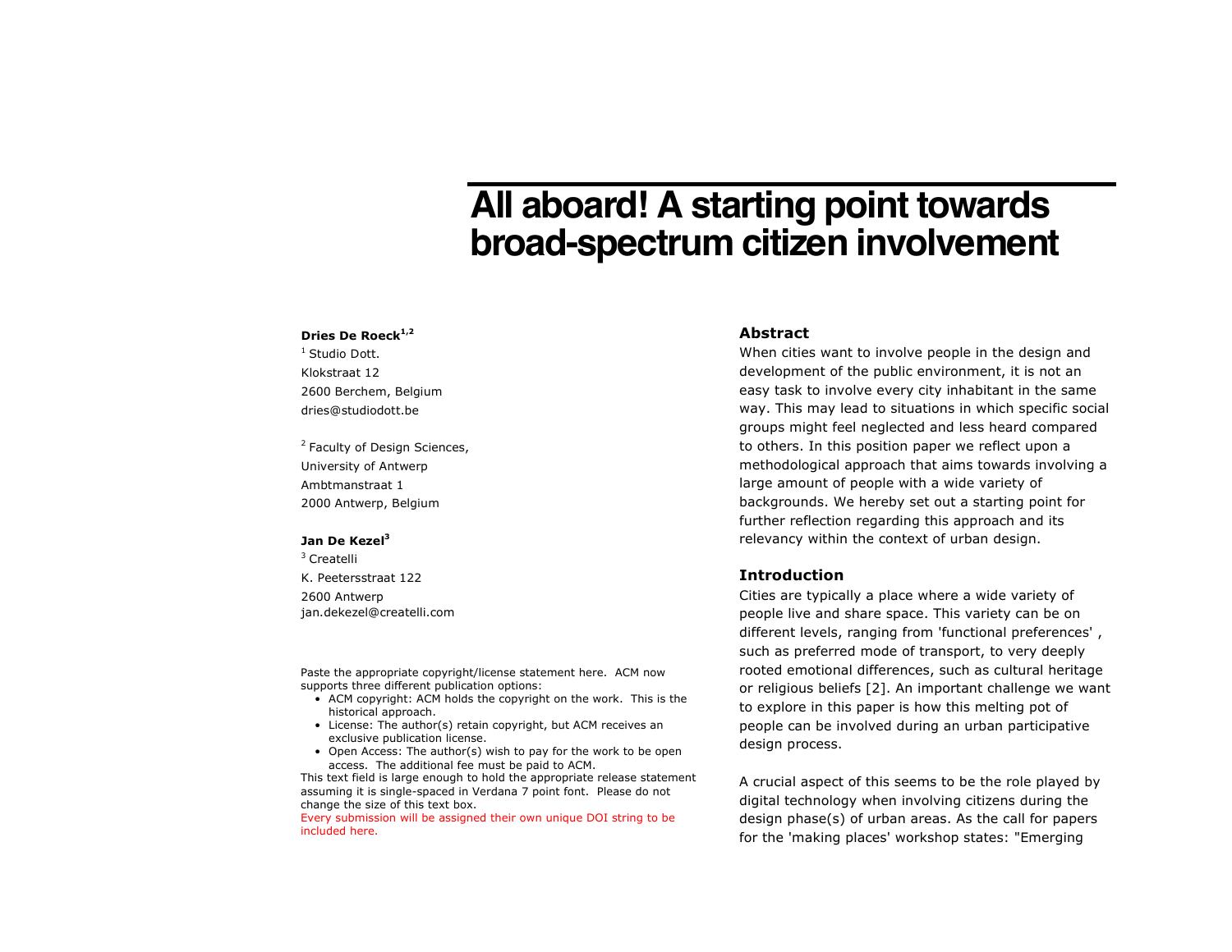# All aboard! A starting point towards broad-spectrum citizen involvement

**Dries De Roeck**[1,2]

[1] Studio Dott.
Klokstraat 12
2600 Berchem, Belgium
dries@studiodott.be

[2] Faculty of Design Sciences,
University of Antwerp
Ambtmanstraat 1
2000 Antwerp, Belgium

**Jan De Kezel**[3]

[3] Createlli
K. Peetersstraat 122
2600 Antwerp
jan.dekezel@createlli.com

Paste the appropriate copyright/license statement here. ACM now supports three different publication options:

- ACM copyright: ACM holds the copyright on the work. This is the historical approach.
- License: The author(s) retain copyright, but ACM receives an exclusive publication license.
- Open Access: The author(s) wish to pay for the work to be open access. The additional fee must be paid to ACM.

This text field is large enough to hold the appropriate release statement assuming it is single-spaced in Verdana 7 point font. Please do not change the size of this text box.

Every submission will be assigned their own unique DOI string to be included here.

## Abstract

When cities want to involve people in the design and development of the public environment, it is not an easy task to involve every city inhabitant in the same way. This may lead to situations in which specific social groups might feel neglected and less heard compared to others. In this position paper we reflect upon a methodological approach that aims towards involving a large amount of people with a wide variety of backgrounds. We hereby set out a starting point for further reflection regarding this approach and its relevancy within the context of urban design.

## Introduction

Cities are typically a place where a wide variety of people live and share space. This variety can be on different levels, ranging from 'functional preferences' , such as preferred mode of transport, to very deeply rooted emotional differences, such as cultural heritage or religious beliefs [2]. An important challenge we want to explore in this paper is how this melting pot of people can be involved during an urban participative design process.

A crucial aspect of this seems to be the role played by digital technology when involving citizens during the design phase(s) of urban areas. As the call for papers for the 'making places' workshop states: "Emerging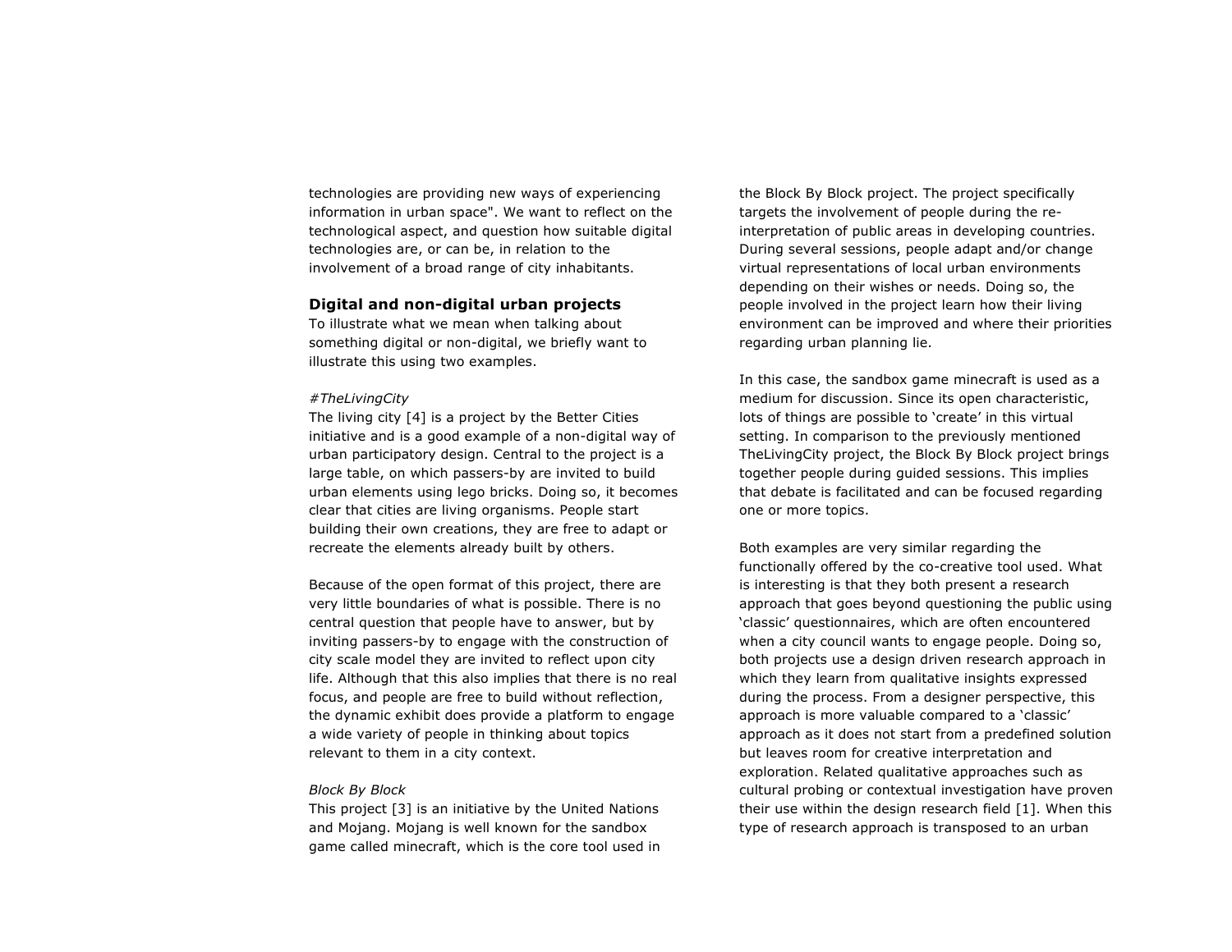technologies are providing new ways of experiencing information in urban space". We want to reflect on the technological aspect, and question how suitable digital technologies are, or can be, in relation to the involvement of a broad range of city inhabitants.

### Digital and non-digital urban projects

To illustrate what we mean when talking about something digital or non-digital, we briefly want to illustrate this using two examples.

*#TheLivingCity*

The living city [4] is a project by the Better Cities initiative and is a good example of a non-digital way of urban participatory design. Central to the project is a large table, on which passers-by are invited to build urban elements using lego bricks. Doing so, it becomes clear that cities are living organisms. People start building their own creations, they are free to adapt or recreate the elements already built by others.

Because of the open format of this project, there are very little boundaries of what is possible. There is no central question that people have to answer, but by inviting passers-by to engage with the construction of city scale model they are invited to reflect upon city life. Although that this also implies that there is no real focus, and people are free to build without reflection, the dynamic exhibit does provide a platform to engage a wide variety of people in thinking about topics relevant to them in a city context.

*Block By Block*

This project [3] is an initiative by the United Nations and Mojang. Mojang is well known for the sandbox game called minecraft, which is the core tool used in the Block By Block project. The project specifically targets the involvement of people during the re-interpretation of public areas in developing countries. During several sessions, people adapt and/or change virtual representations of local urban environments depending on their wishes or needs. Doing so, the people involved in the project learn how their living environment can be improved and where their priorities regarding urban planning lie.

In this case, the sandbox game minecraft is used as a medium for discussion. Since its open characteristic, lots of things are possible to 'create' in this virtual setting. In comparison to the previously mentioned TheLivingCity project, the Block By Block project brings together people during guided sessions. This implies that debate is facilitated and can be focused regarding one or more topics.

Both examples are very similar regarding the functionally offered by the co-creative tool used. What is interesting is that they both present a research approach that goes beyond questioning the public using 'classic' questionnaires, which are often encountered when a city council wants to engage people. Doing so, both projects use a design driven research approach in which they learn from qualitative insights expressed during the process. From a designer perspective, this approach is more valuable compared to a 'classic' approach as it does not start from a predefined solution but leaves room for creative interpretation and exploration. Related qualitative approaches such as cultural probing or contextual investigation have proven their use within the design research field [1]. When this type of research approach is transposed to an urban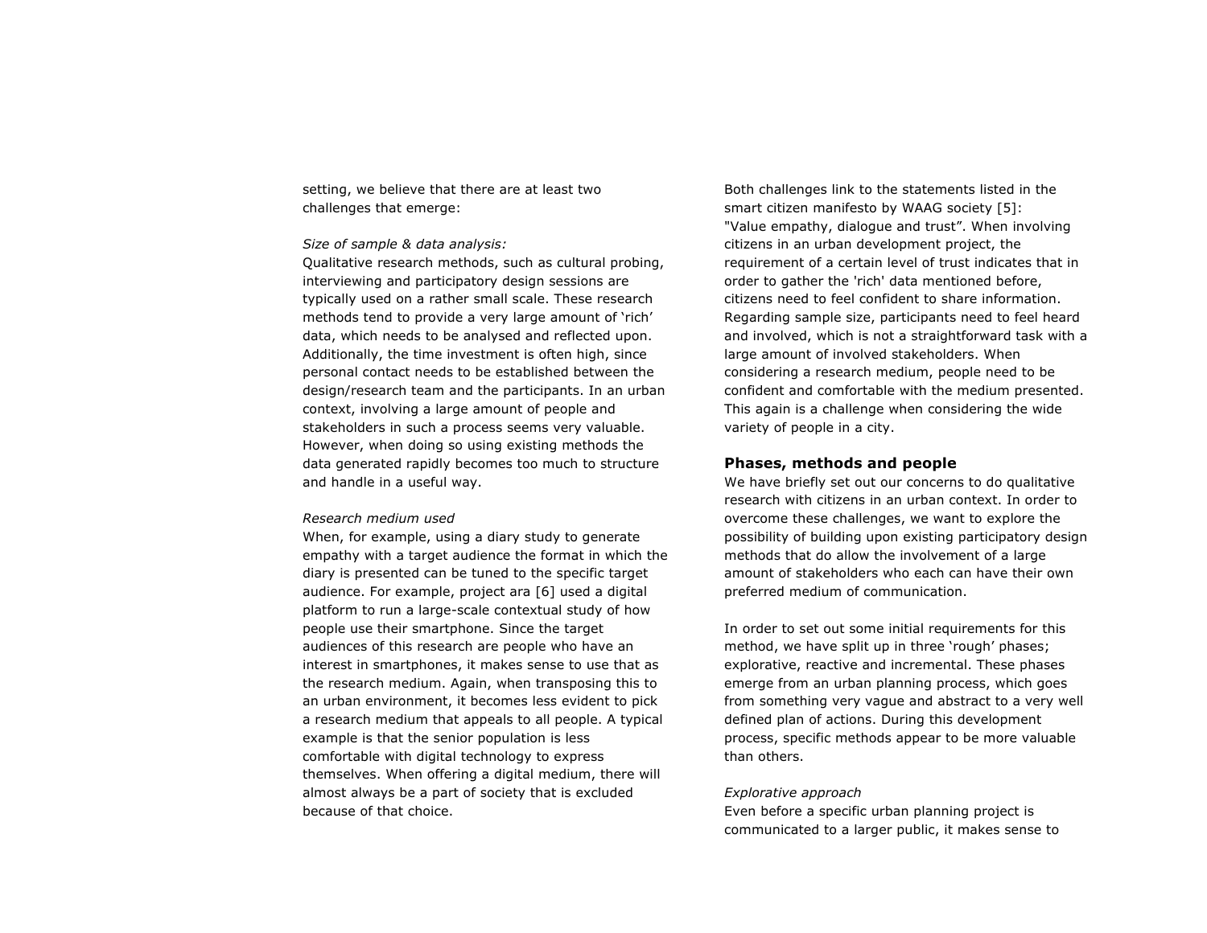setting, we believe that there are at least two challenges that emerge:

*Size of sample & data analysis:*
Qualitative research methods, such as cultural probing, interviewing and participatory design sessions are typically used on a rather small scale. These research methods tend to provide a very large amount of 'rich' data, which needs to be analysed and reflected upon. Additionally, the time investment is often high, since personal contact needs to be established between the design/research team and the participants. In an urban context, involving a large amount of people and stakeholders in such a process seems very valuable. However, when doing so using existing methods the data generated rapidly becomes too much to structure and handle in a useful way.

*Research medium used*
When, for example, using a diary study to generate empathy with a target audience the format in which the diary is presented can be tuned to the specific target audience. For example, project ara [6] used a digital platform to run a large-scale contextual study of how people use their smartphone. Since the target audiences of this research are people who have an interest in smartphones, it makes sense to use that as the research medium. Again, when transposing this to an urban environment, it becomes less evident to pick a research medium that appeals to all people. A typical example is that the senior population is less comfortable with digital technology to express themselves. When offering a digital medium, there will almost always be a part of society that is excluded because of that choice.

Both challenges link to the statements listed in the smart citizen manifesto by WAAG society [5]: "Value empathy, dialogue and trust". When involving citizens in an urban development project, the requirement of a certain level of trust indicates that in order to gather the 'rich' data mentioned before, citizens need to feel confident to share information. Regarding sample size, participants need to feel heard and involved, which is not a straightforward task with a large amount of involved stakeholders. When considering a research medium, people need to be confident and comfortable with the medium presented. This again is a challenge when considering the wide variety of people in a city.

## Phases, methods and people

We have briefly set out our concerns to do qualitative research with citizens in an urban context. In order to overcome these challenges, we want to explore the possibility of building upon existing participatory design methods that do allow the involvement of a large amount of stakeholders who each can have their own preferred medium of communication.

In order to set out some initial requirements for this method, we have split up in three 'rough' phases; explorative, reactive and incremental. These phases emerge from an urban planning process, which goes from something very vague and abstract to a very well defined plan of actions. During this development process, specific methods appear to be more valuable than others.

*Explorative approach*
Even before a specific urban planning project is communicated to a larger public, it makes sense to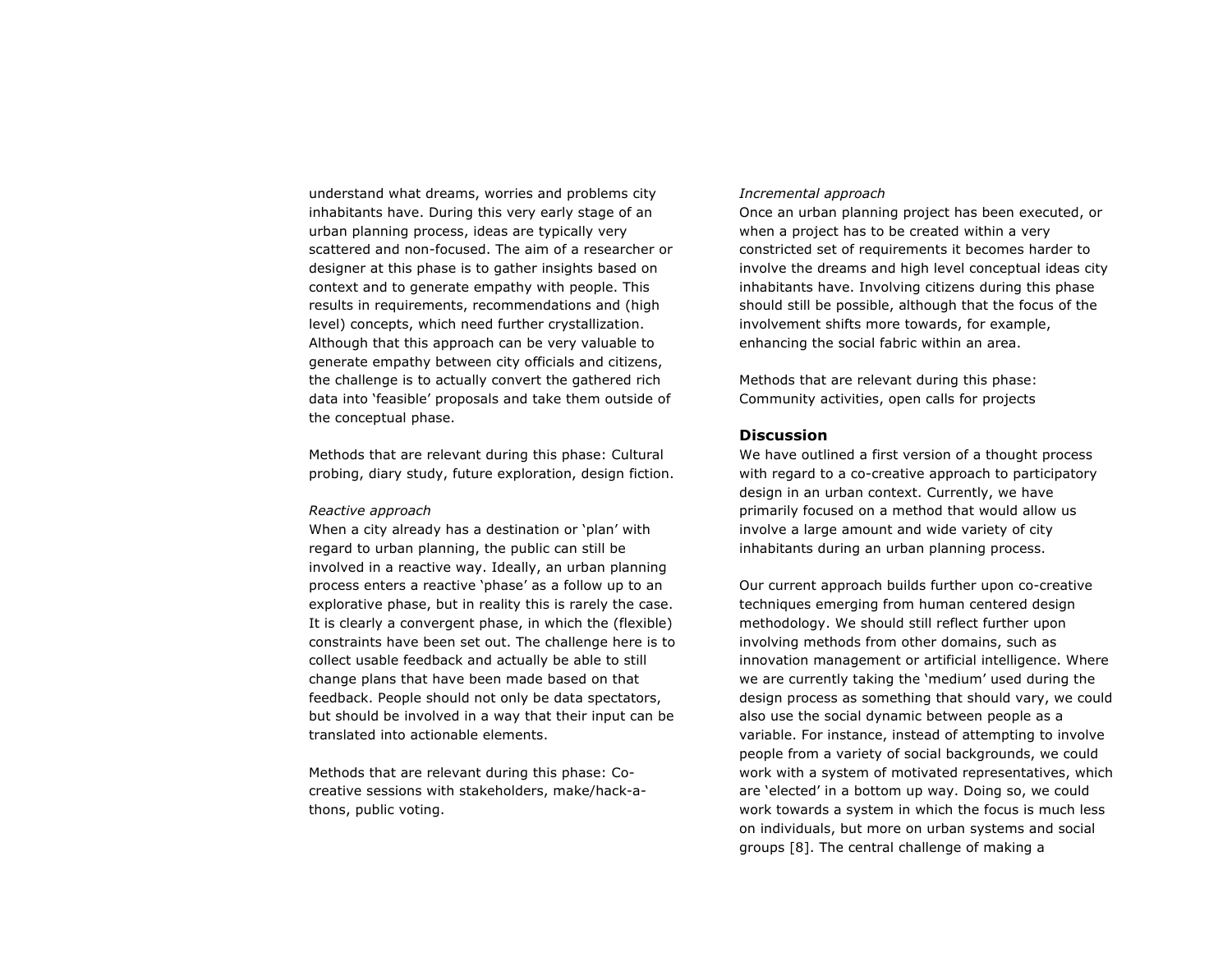understand what dreams, worries and problems city inhabitants have. During this very early stage of an urban planning process, ideas are typically very scattered and non-focused. The aim of a researcher or designer at this phase is to gather insights based on context and to generate empathy with people. This results in requirements, recommendations and (high level) concepts, which need further crystallization. Although that this approach can be very valuable to generate empathy between city officials and citizens, the challenge is to actually convert the gathered rich data into 'feasible' proposals and take them outside of the conceptual phase.

Methods that are relevant during this phase: Cultural probing, diary study, future exploration, design fiction.

*Reactive approach*

When a city already has a destination or 'plan' with regard to urban planning, the public can still be involved in a reactive way. Ideally, an urban planning process enters a reactive 'phase' as a follow up to an explorative phase, but in reality this is rarely the case. It is clearly a convergent phase, in which the (flexible) constraints have been set out. The challenge here is to collect usable feedback and actually be able to still change plans that have been made based on that feedback. People should not only be data spectators, but should be involved in a way that their input can be translated into actionable elements.

Methods that are relevant during this phase: Co-creative sessions with stakeholders, make/hack-a-thons, public voting.

*Incremental approach*

Once an urban planning project has been executed, or when a project has to be created within a very constricted set of requirements it becomes harder to involve the dreams and high level conceptual ideas city inhabitants have. Involving citizens during this phase should still be possible, although that the focus of the involvement shifts more towards, for example, enhancing the social fabric within an area.

Methods that are relevant during this phase: Community activities, open calls for projects

## Discussion

We have outlined a first version of a thought process with regard to a co-creative approach to participatory design in an urban context. Currently, we have primarily focused on a method that would allow us involve a large amount and wide variety of city inhabitants during an urban planning process.

Our current approach builds further upon co-creative techniques emerging from human centered design methodology. We should still reflect further upon involving methods from other domains, such as innovation management or artificial intelligence. Where we are currently taking the 'medium' used during the design process as something that should vary, we could also use the social dynamic between people as a variable. For instance, instead of attempting to involve people from a variety of social backgrounds, we could work with a system of motivated representatives, which are 'elected' in a bottom up way. Doing so, we could work towards a system in which the focus is much less on individuals, but more on urban systems and social groups [8]. The central challenge of making a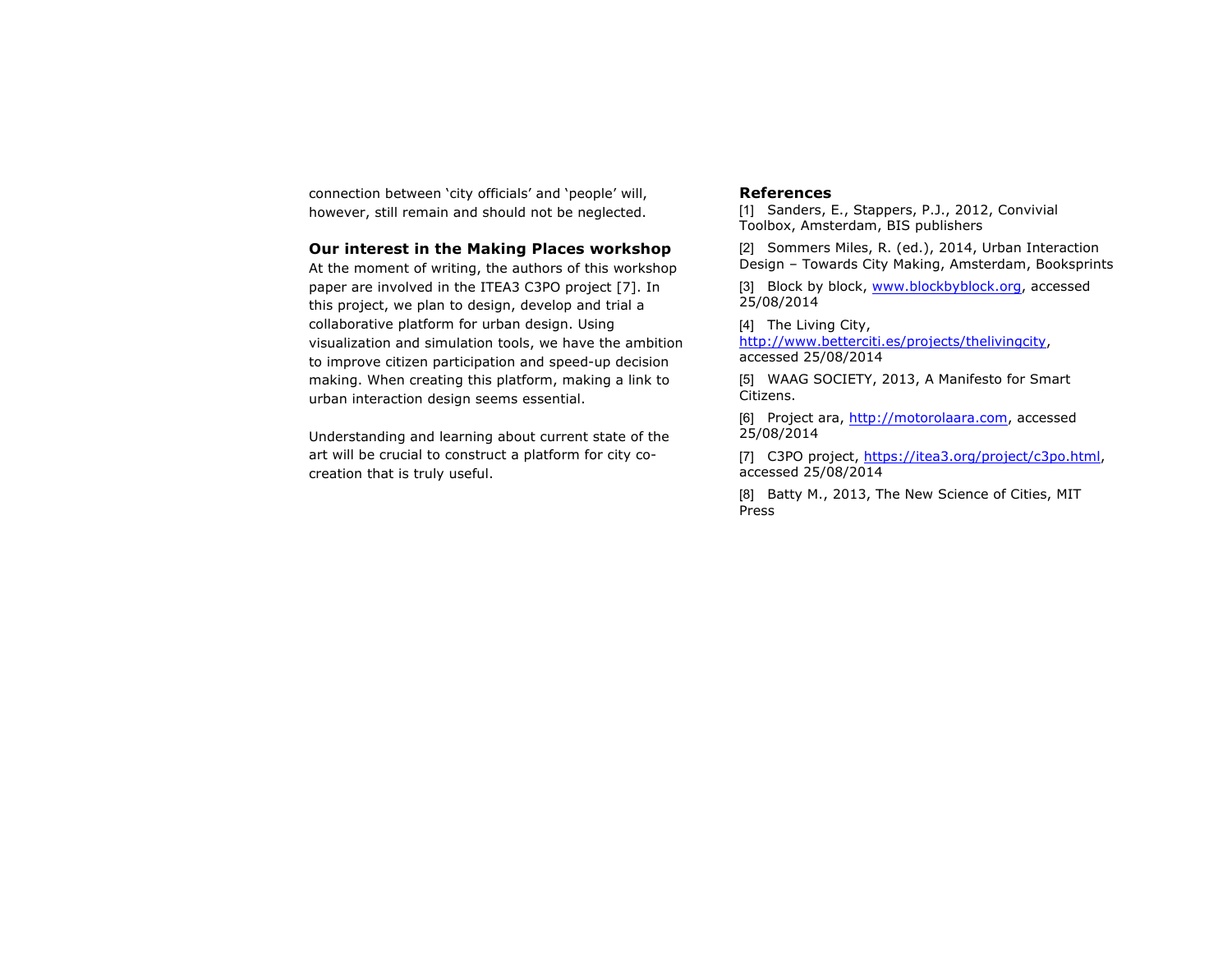connection between 'city officials' and 'people' will, however, still remain and should not be neglected.

### Our interest in the Making Places workshop

At the moment of writing, the authors of this workshop paper are involved in the ITEA3 C3PO project [7]. In this project, we plan to design, develop and trial a collaborative platform for urban design. Using visualization and simulation tools, we have the ambition to improve citizen participation and speed-up decision making. When creating this platform, making a link to urban interaction design seems essential.

Understanding and learning about current state of the art will be crucial to construct a platform for city co-creation that is truly useful.

### References

[1] Sanders, E., Stappers, P.J., 2012, Convivial Toolbox, Amsterdam, BIS publishers

[2] Sommers Miles, R. (ed.), 2014, Urban Interaction Design – Towards City Making, Amsterdam, Booksprints

[3] Block by block, www.blockbyblock.org, accessed 25/08/2014

[4] The Living City, http://www.betterciti.es/projects/thelivingcity, accessed 25/08/2014

[5] WAAG SOCIETY, 2013, A Manifesto for Smart Citizens.

[6] Project ara, http://motorolaara.com, accessed 25/08/2014

[7] C3PO project, https://itea3.org/project/c3po.html, accessed 25/08/2014

[8] Batty M., 2013, The New Science of Cities, MIT Press